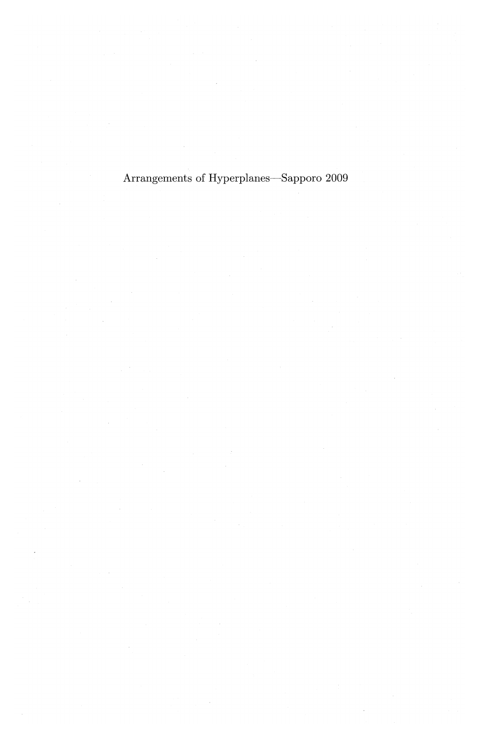Arrangements of Hyperplanes—Sapporo 2009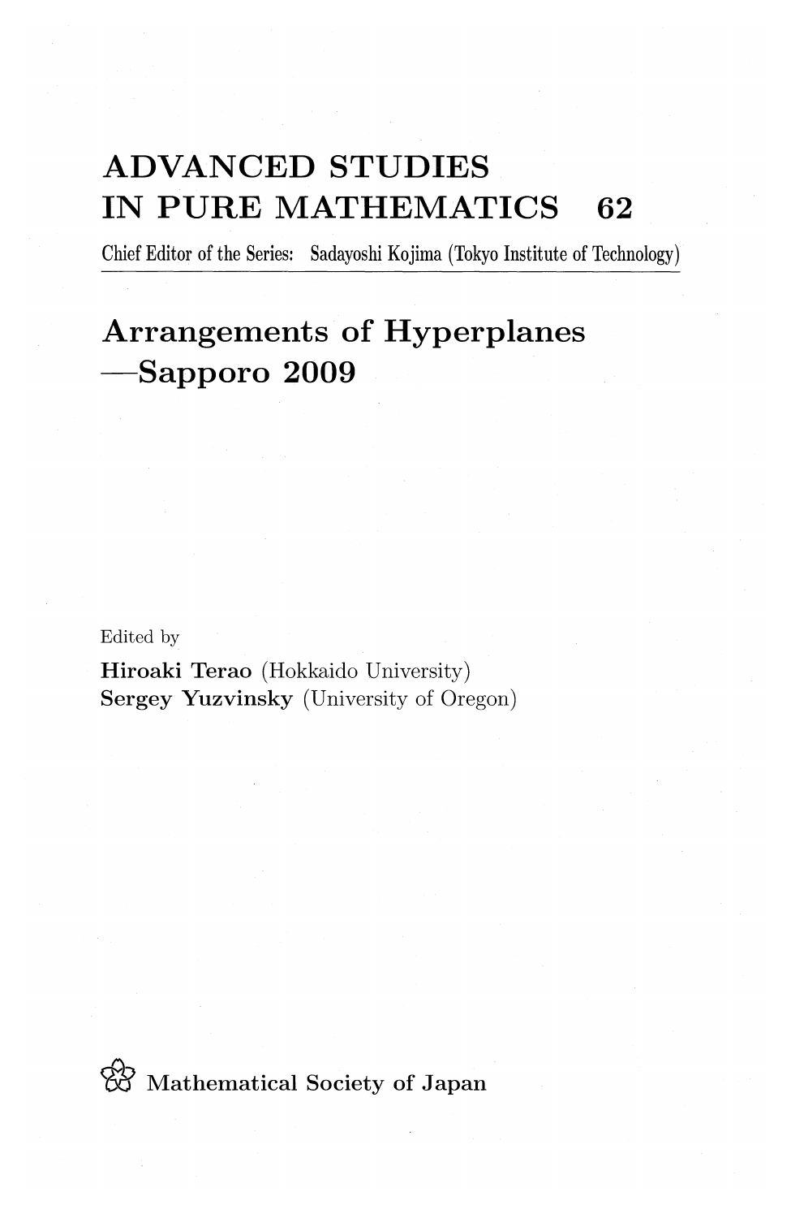# ADVANCED STUDIES IN PURE MATHEMATICS 62

Chief Editor of the Series: Sadayoshi Kojima (Tokyo Institute of Technology)

---

# Arrangements of Hyperplanes —Sapporo 2009

Edited by

**Hiroaki Terao** (Hokkaido University)
**Sergey Yuzvinsky** (University of Oregon)

Mathematical Society of Japan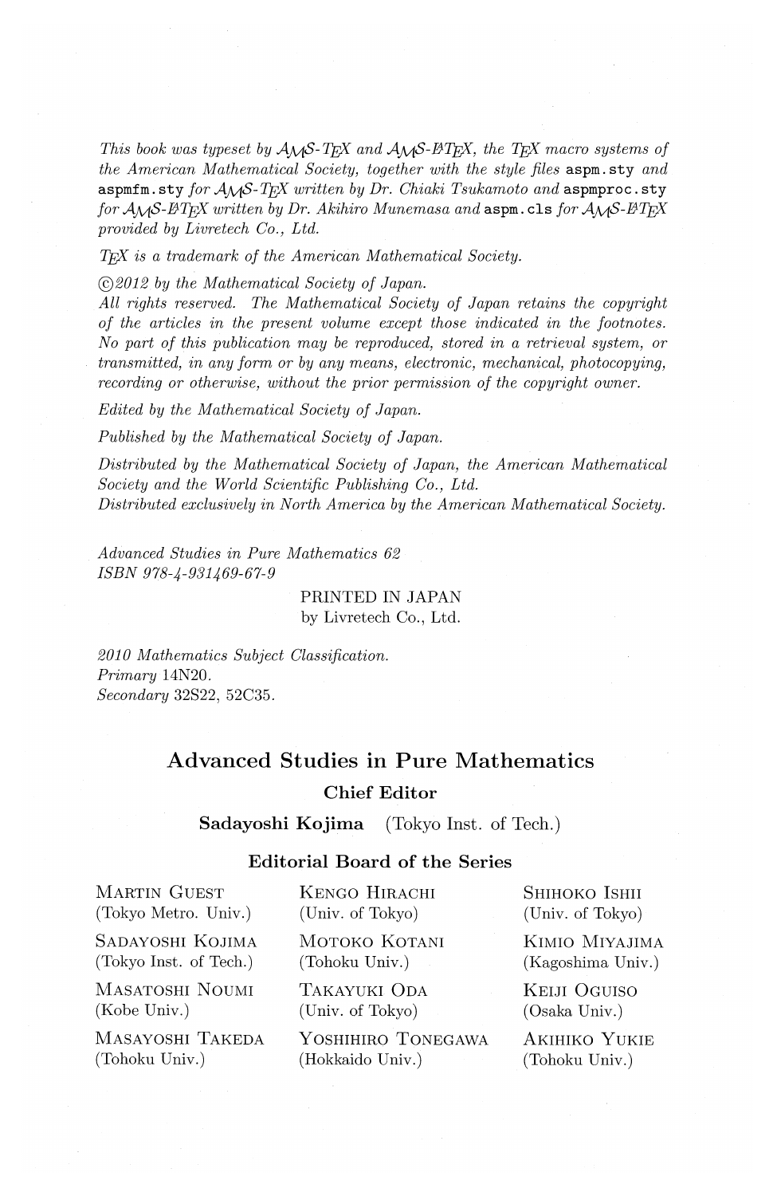*This book was typeset by $\mathcal{AMS}$-TEX and $\mathcal{AMS}$-LATEX, the TEX macro systems of the American Mathematical Society, together with the style files* aspm.sty *and* aspmfm.sty *for $\mathcal{AMS}$-TEX written by Dr. Chiaki Tsukamoto and* aspmproc.sty *for $\mathcal{AMS}$-LATEX written by Dr. Akihiro Munemasa and* aspm.cls *for $\mathcal{AMS}$-LATEX provided by Livretech Co., Ltd.*

*TEX is a trademark of the American Mathematical Society.*

*©2012 by the Mathematical Society of Japan.*
*All rights reserved. The Mathematical Society of Japan retains the copyright of the articles in the present volume except those indicated in the footnotes. No part of this publication may be reproduced, stored in a retrieval system, or transmitted, in any form or by any means, electronic, mechanical, photocopying, recording or otherwise, without the prior permission of the copyright owner.*

*Edited by the Mathematical Society of Japan.*

*Published by the Mathematical Society of Japan.*

*Distributed by the Mathematical Society of Japan, the American Mathematical Society and the World Scientific Publishing Co., Ltd.*
*Distributed exclusively in North America by the American Mathematical Society.*

*Advanced Studies in Pure Mathematics 62*
*ISBN 978-4-931469-67-9*

PRINTED IN JAPAN
by Livretech Co., Ltd.

*2010 Mathematics Subject Classification.*
*Primary* 14N20.
*Secondary* 32S22, 52C35.

## Advanced Studies in Pure Mathematics

**Chief Editor**

**Sadayoshi Kojima** (Tokyo Inst. of Tech.)

**Editorial Board of the Series**

| | | |
|---|---|---|
| Martin Guest (Tokyo Metro. Univ.) | Kengo Hirachi (Univ. of Tokyo) | Shihoko Ishii (Univ. of Tokyo) |
| Sadayoshi Kojima (Tokyo Inst. of Tech.) | Motoko Kotani (Tohoku Univ.) | Kimio Miyajima (Kagoshima Univ.) |
| Masatoshi Noumi (Kobe Univ.) | Takayuki Oda (Univ. of Tokyo) | Keiji Oguiso (Osaka Univ.) |
| Masayoshi Takeda (Tohoku Univ.) | Yoshihiro Tonegawa (Hokkaido Univ.) | Akihiko Yukie (Tohoku Univ.) |